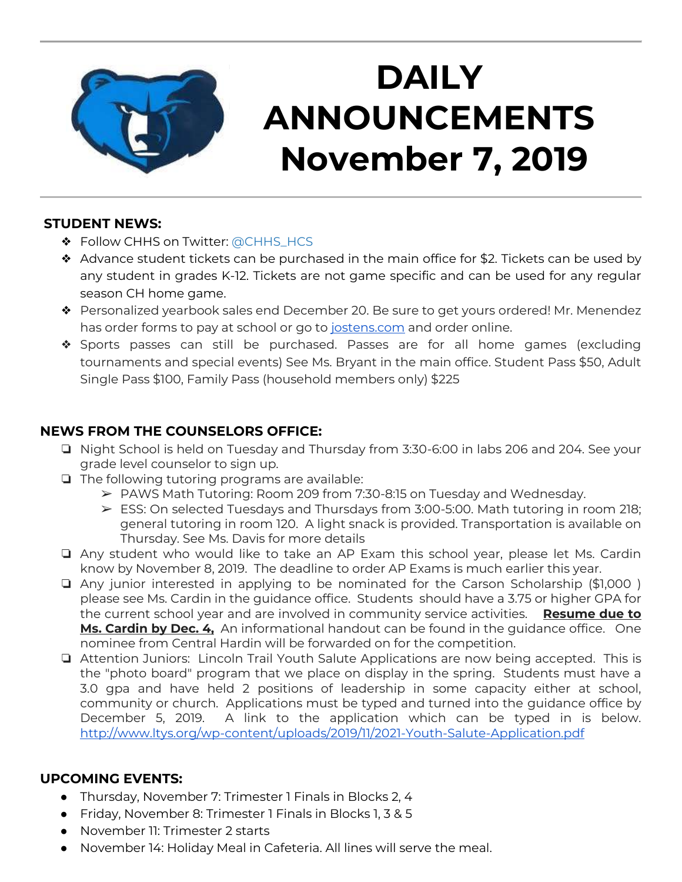# DAILY ANNOUNCEMENTS November 7, 2019

## STUDENT NEWS:

- Follow CHHS on Twitter: @CHHS_HCS
- Advance student tickets can be purchased in the main office for $2. Tickets can be used by any student in grades K-12. Tickets are not game specific and can be used for any regular season CH home game.
- Personalized yearbook sales end December 20. Be sure to get yours ordered! Mr. Menendez has order forms to pay at school or go to jostens.com and order online.
- Sports passes can still be purchased. Passes are for all home games (excluding tournaments and special events) See Ms. Bryant in the main office. Student Pass $50, Adult Single Pass $100, Family Pass (household members only) $225

## NEWS FROM THE COUNSELORS OFFICE:

- Night School is held on Tuesday and Thursday from 3:30-6:00 in labs 206 and 204. See your grade level counselor to sign up.
- The following tutoring programs are available:
  - PAWS Math Tutoring: Room 209 from 7:30-8:15 on Tuesday and Wednesday.
  - ESS: On selected Tuesdays and Thursdays from 3:00-5:00. Math tutoring in room 218; general tutoring in room 120. A light snack is provided. Transportation is available on Thursday. See Ms. Davis for more details
- Any student who would like to take an AP Exam this school year, please let Ms. Cardin know by November 8, 2019. The deadline to order AP Exams is much earlier this year.
- Any junior interested in applying to be nominated for the Carson Scholarship ($1,000 ) please see Ms. Cardin in the guidance office. Students should have a 3.75 or higher GPA for the current school year and are involved in community service activities. **Resume due to Ms. Cardin by Dec. 4,** An informational handout can be found in the guidance office. One nominee from Central Hardin will be forwarded on for the competition.
- Attention Juniors: Lincoln Trail Youth Salute Applications are now being accepted. This is the "photo board" program that we place on display in the spring. Students must have a 3.0 gpa and have held 2 positions of leadership in some capacity either at school, community or church. Applications must be typed and turned into the guidance office by December 5, 2019. A link to the application which can be typed in is below. http://www.ltys.org/wp-content/uploads/2019/11/2021-Youth-Salute-Application.pdf

## UPCOMING EVENTS:

- Thursday, November 7: Trimester 1 Finals in Blocks 2, 4
- Friday, November 8: Trimester 1 Finals in Blocks 1, 3 & 5
- November 11: Trimester 2 starts
- November 14: Holiday Meal in Cafeteria. All lines will serve the meal.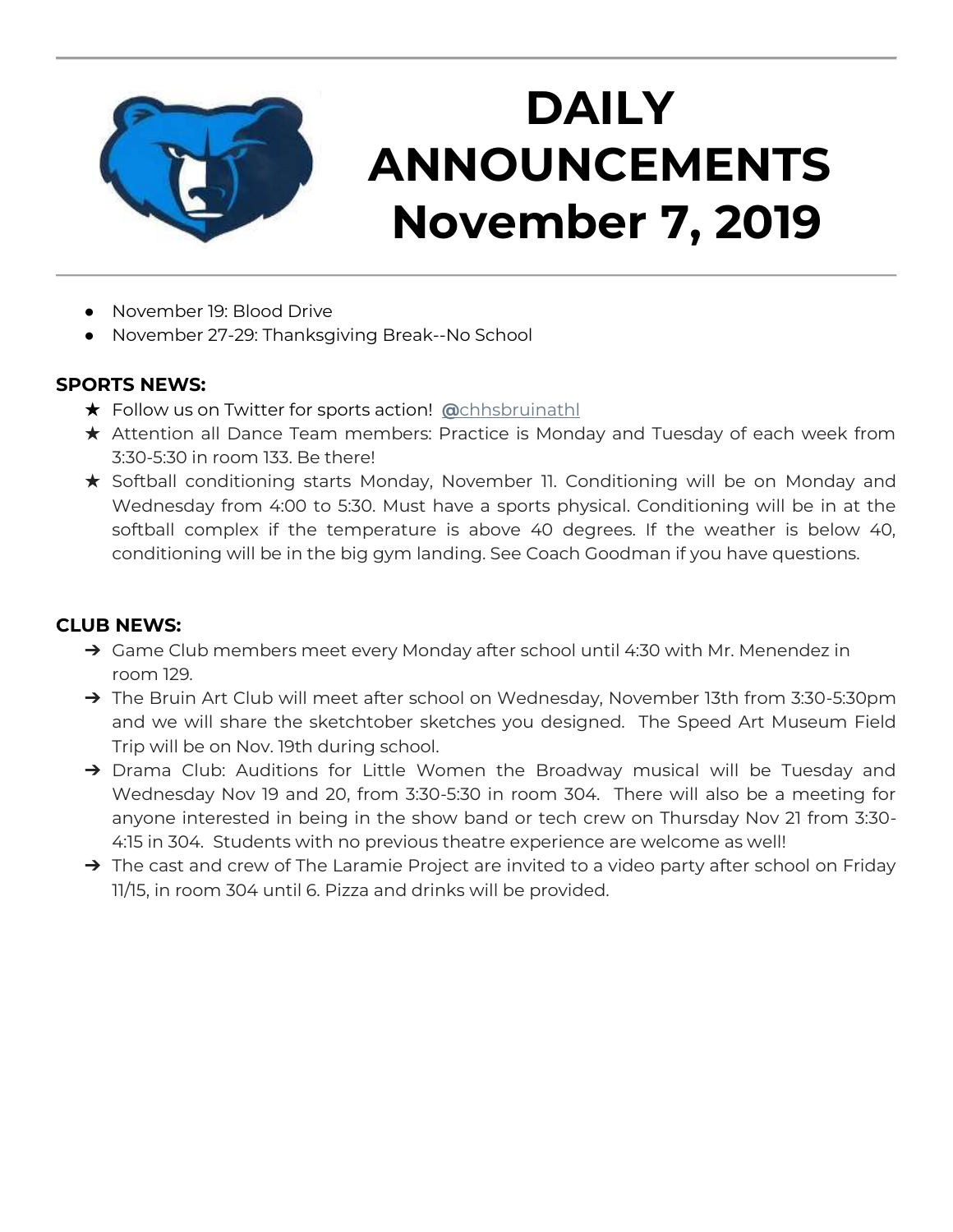# DAILY ANNOUNCEMENTS November 7, 2019

- November 19: Blood Drive
- November 27-29: Thanksgiving Break--No School

**SPORTS NEWS:**

- Follow us on Twitter for sports action! @chhsbruinathl
- Attention all Dance Team members: Practice is Monday and Tuesday of each week from 3:30-5:30 in room 133. Be there!
- Softball conditioning starts Monday, November 11. Conditioning will be on Monday and Wednesday from 4:00 to 5:30. Must have a sports physical. Conditioning will be in at the softball complex if the temperature is above 40 degrees. If the weather is below 40, conditioning will be in the big gym landing. See Coach Goodman if you have questions.

**CLUB NEWS:**

- Game Club members meet every Monday after school until 4:30 with Mr. Menendez in room 129.
- The Bruin Art Club will meet after school on Wednesday, November 13th from 3:30-5:30pm and we will share the sketchtober sketches you designed. The Speed Art Museum Field Trip will be on Nov. 19th during school.
- Drama Club: Auditions for Little Women the Broadway musical will be Tuesday and Wednesday Nov 19 and 20, from 3:30-5:30 in room 304. There will also be a meeting for anyone interested in being in the show band or tech crew on Thursday Nov 21 from 3:30-4:15 in 304. Students with no previous theatre experience are welcome as well!
- The cast and crew of The Laramie Project are invited to a video party after school on Friday 11/15, in room 304 until 6. Pizza and drinks will be provided.